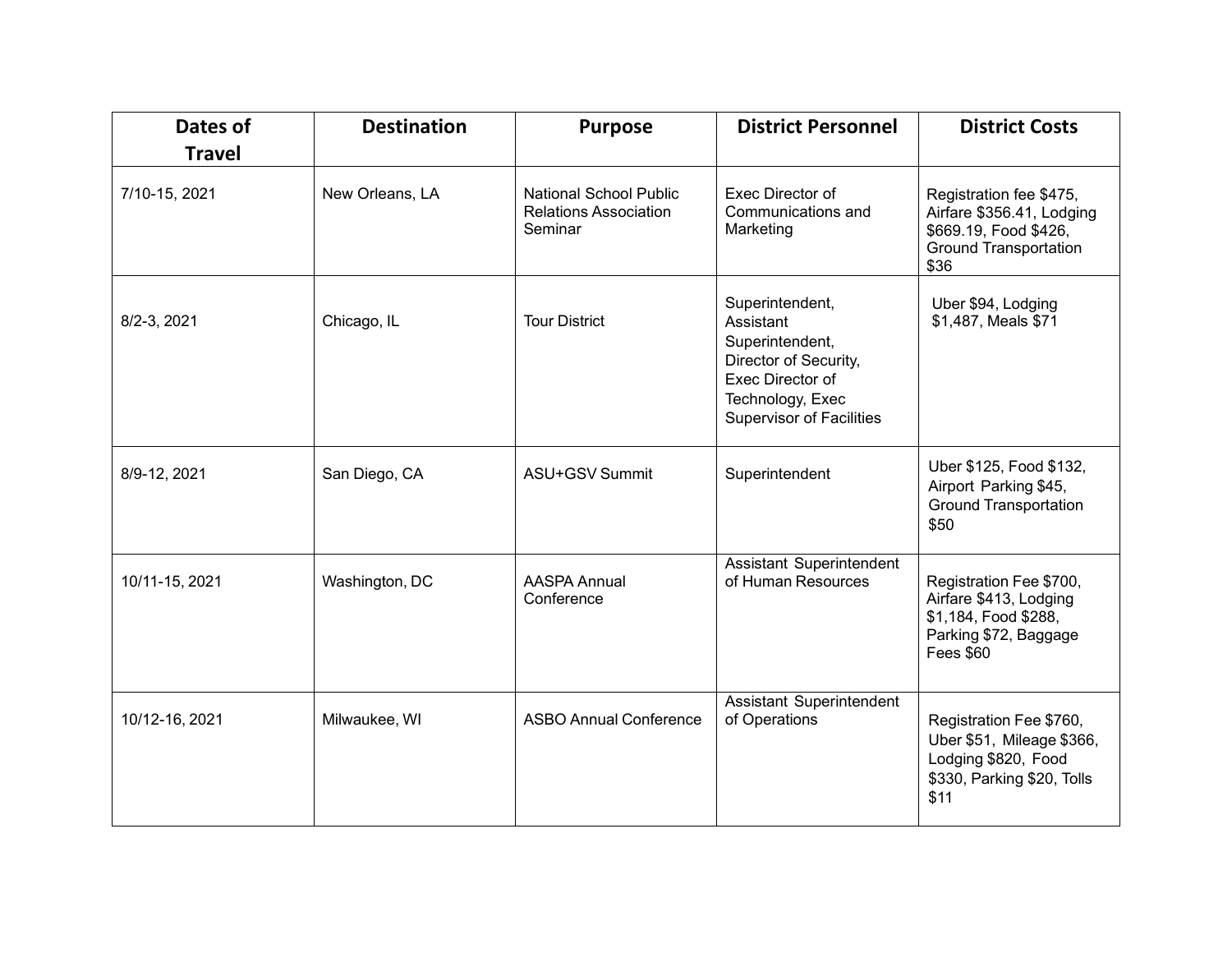| Dates of Travel | Destination | Purpose | District Personnel | District Costs |
|---|---|---|---|---|
| 7/10-15, 2021 | New Orleans, LA | National School Public Relations Association Seminar | Exec Director of Communications and Marketing | Registration fee $475, Airfare $356.41, Lodging $669.19, Food $426, Ground Transportation $36 |
| 8/2-3, 2021 | Chicago, IL | Tour District | Superintendent, Assistant Superintendent, Director of Security, Exec Director of Technology, Exec Supervisor of Facilities | Uber $94, Lodging $1,487, Meals $71 |
| 8/9-12, 2021 | San Diego, CA | ASU+GSV Summit | Superintendent | Uber $125, Food $132, Airport Parking $45, Ground Transportation $50 |
| 10/11-15, 2021 | Washington, DC | AASPA Annual Conference | Assistant Superintendent of Human Resources | Registration Fee $700, Airfare $413, Lodging $1,184, Food $288, Parking $72, Baggage Fees $60 |
| 10/12-16, 2021 | Milwaukee, WI | ASBO Annual Conference | Assistant Superintendent of Operations | Registration Fee $760, Uber $51, Mileage $366, Lodging $820, Food $330, Parking $20, Tolls $11 |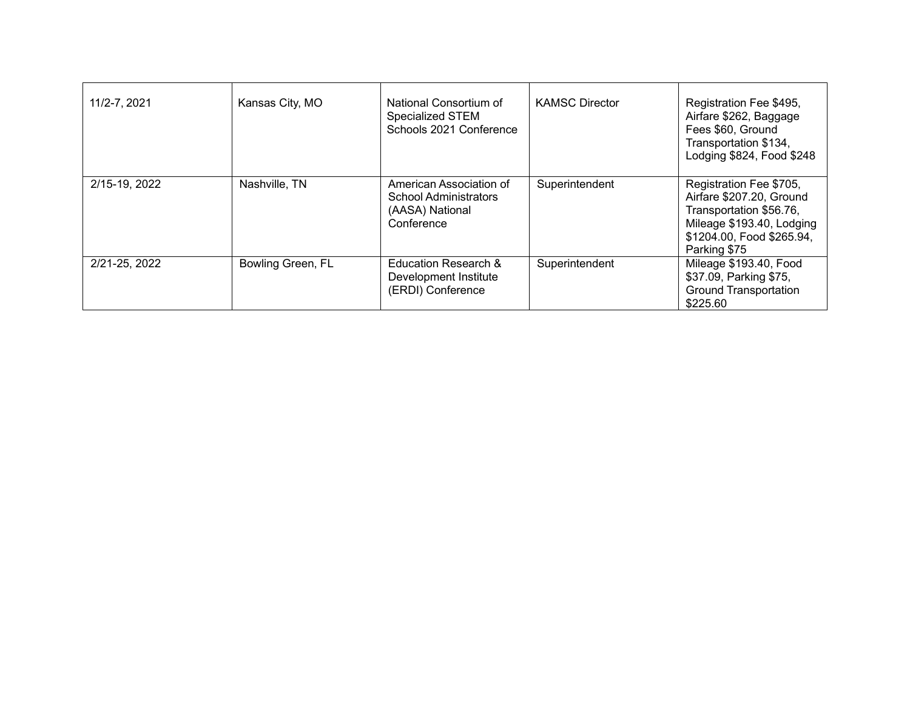| | | | | |
|---|---|---|---|---|
| 11/2-7, 2021 | Kansas City, MO | National Consortium of Specialized STEM Schools 2021 Conference | KAMSC Director | Registration Fee $495, Airfare $262, Baggage Fees $60, Ground Transportation $134, Lodging $824, Food $248 |
| 2/15-19, 2022 | Nashville, TN | American Association of School Administrators (AASA) National Conference | Superintendent | Registration Fee $705, Airfare $207.20, Ground Transportation $56.76, Mileage $193.40, Lodging $1204.00, Food $265.94, Parking $75 |
| 2/21-25, 2022 | Bowling Green, FL | Education Research & Development Institute (ERDI) Conference | Superintendent | Mileage $193.40, Food $37.09, Parking $75, Ground Transportation $225.60 |